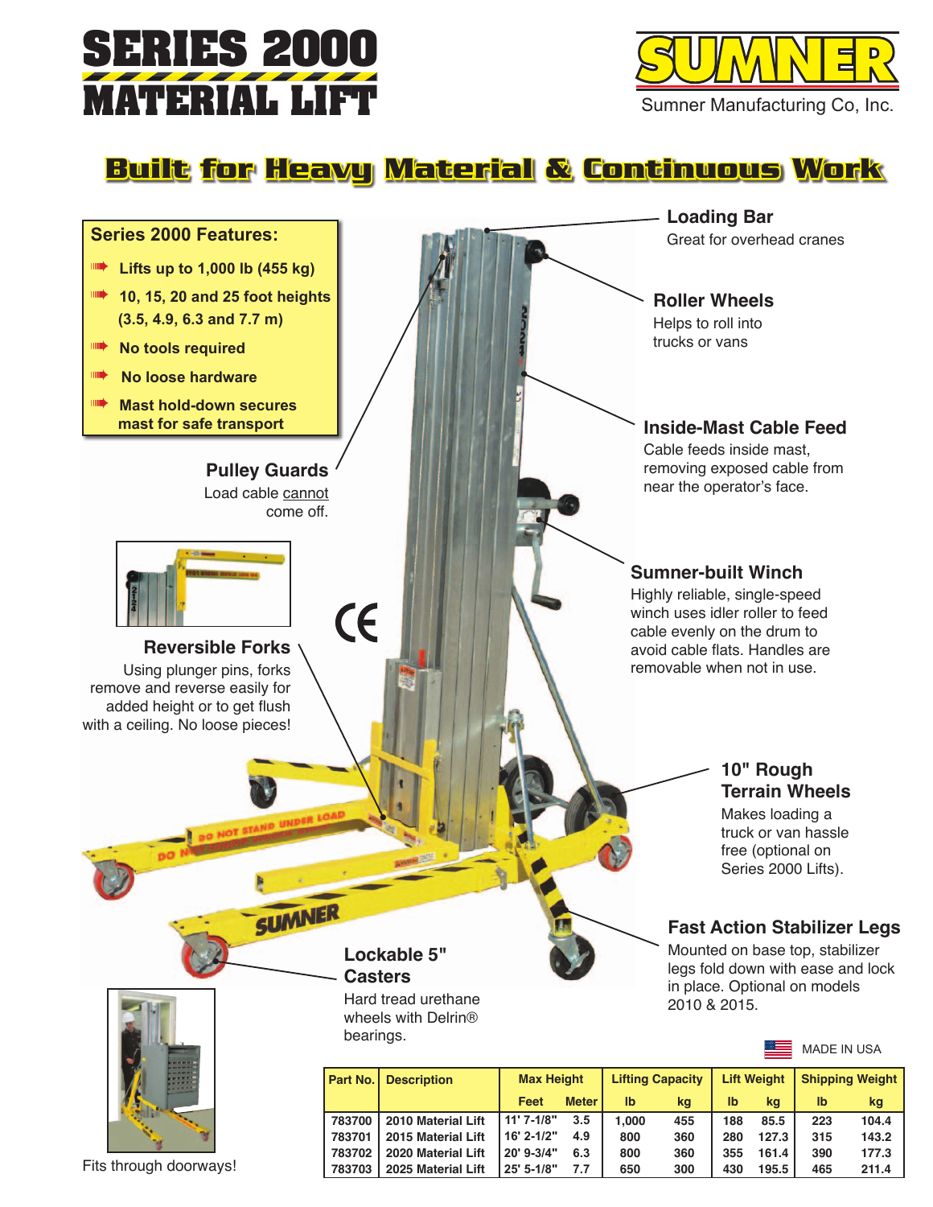# SERIES 2000 MATERIAL LIFT

**SUMNER**
Sumner Manufacturing Co, Inc.

## Built for Heavy Material & Continuous Work

### Series 2000 Features:

- Lifts up to 1,000 lb (455 kg)
- 10, 15, 20 and 25 foot heights (3.5, 4.9, 6.3 and 7.7 m)
- No tools required
- No loose hardware
- Mast hold-down secures mast for safe transport

**Loading Bar**
Great for overhead cranes

**Roller Wheels**
Helps to roll into trucks or vans

**Inside-Mast Cable Feed**
Cable feeds inside mast, removing exposed cable from near the operator's face.

**Pulley Guards**
Load cable cannot come off.

**Sumner-built Winch**
Highly reliable, single-speed winch uses idler roller to feed cable evenly on the drum to avoid cable flats. Handles are removable when not in use.

**Reversible Forks**
Using plunger pins, forks remove and reverse easily for added height or to get flush with a ceiling. No loose pieces!

**10" Rough Terrain Wheels**
Makes loading a truck or van hassle free (optional on Series 2000 Lifts).

**Fast Action Stabilizer Legs**
Mounted on base top, stabilizer legs fold down with ease and lock in place. Optional on models 2010 & 2015.

**Lockable 5" Casters**
Hard tread urethane wheels with Delrin® bearings.

Fits through doorways!

MADE IN USA

| Part No. | Description | Max Height | | Lifting Capacity | | Lift Weight | | Shipping Weight | |
|---|---|---|---|---|---|---|---|---|---|
| | | Feet | Meter | lb | kg | lb | kg | lb | kg |
| 783700 | 2010 Material Lift | 11' 7-1/8" | 3.5 | 1,000 | 455 | 188 | 85.5 | 223 | 104.4 |
| 783701 | 2015 Material Lift | 16' 2-1/2" | 4.9 | 800 | 360 | 280 | 127.3 | 315 | 143.2 |
| 783702 | 2020 Material Lift | 20' 9-3/4" | 6.3 | 800 | 360 | 355 | 161.4 | 390 | 177.3 |
| 783703 | 2025 Material Lift | 25' 5-1/8" | 7.7 | 650 | 300 | 430 | 195.5 | 465 | 211.4 |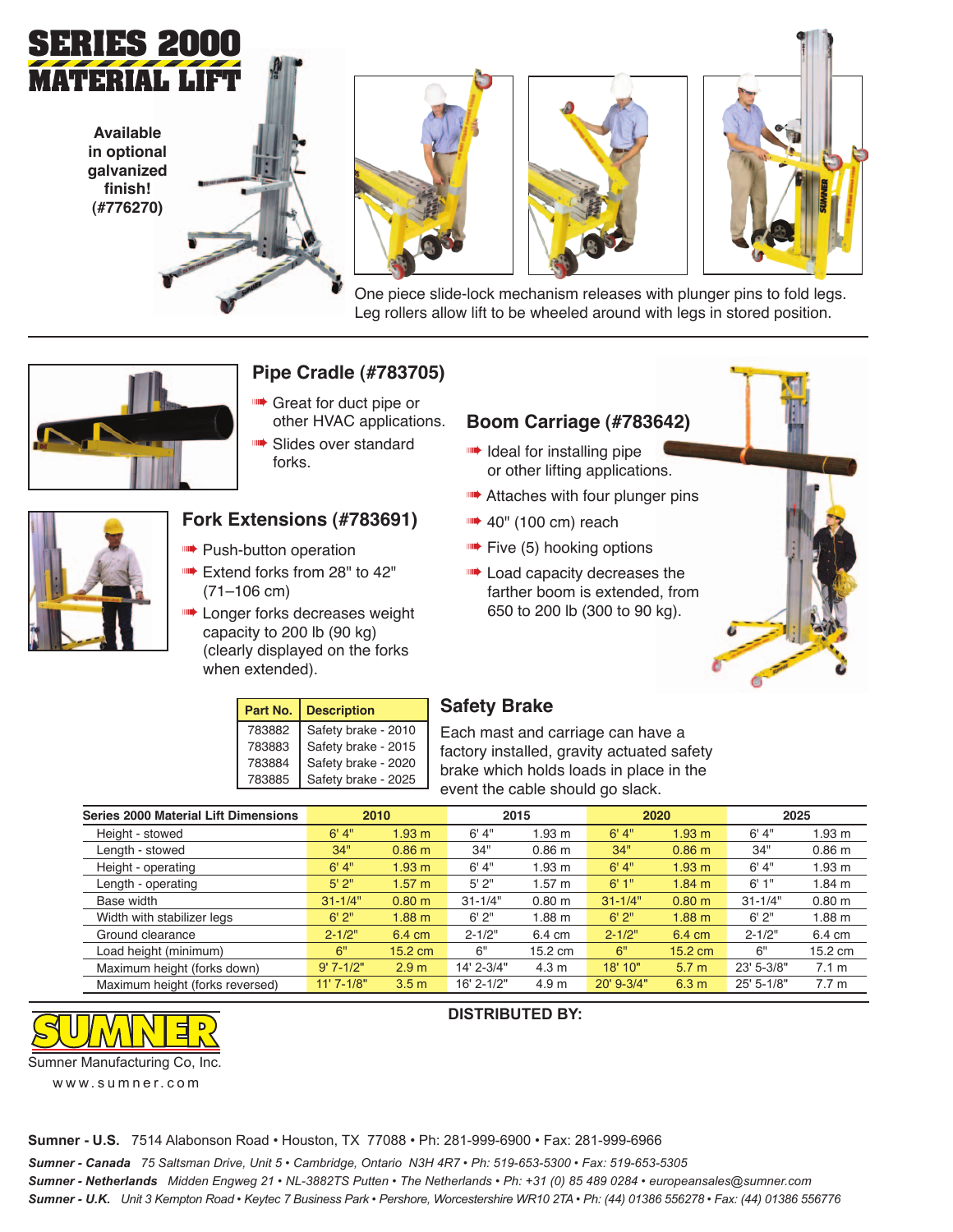# SERIES 2000 MATERIAL LIFT

**Available in optional galvanized finish! (#776270)**

One piece slide-lock mechanism releases with plunger pins to fold legs. Leg rollers allow lift to be wheeled around with legs in stored position.

## Pipe Cradle (#783705)

- Great for duct pipe or other HVAC applications.
- Slides over standard forks.

## Boom Carriage (#783642)

- Ideal for installing pipe or other lifting applications.
- Attaches with four plunger pins
- 40" (100 cm) reach
- Five (5) hooking options
- Load capacity decreases the farther boom is extended, from 650 to 200 lb (300 to 90 kg).

## Fork Extensions (#783691)

- Push-button operation
- Extend forks from 28" to 42" (71–106 cm)
- Longer forks decreases weight capacity to 200 lb (90 kg) (clearly displayed on the forks when extended).

| Part No. | Description |
|---|---|
| 783882 | Safety brake - 2010 |
| 783883 | Safety brake - 2015 |
| 783884 | Safety brake - 2020 |
| 783885 | Safety brake - 2025 |

## Safety Brake

Each mast and carriage can have a factory installed, gravity actuated safety brake which holds loads in place in the event the cable should go slack.

| Series 2000 Material Lift Dimensions | 2010 | | 2015 | | 2020 | | 2025 | |
|---|---|---|---|---|---|---|---|---|
| Height - stowed | 6' 4" | 1.93 m | 6' 4" | 1.93 m | 6' 4" | 1.93 m | 6' 4" | 1.93 m |
| Length - stowed | 34" | 0.86 m | 34" | 0.86 m | 34" | 0.86 m | 34" | 0.86 m |
| Height - operating | 6' 4" | 1.93 m | 6' 4" | 1.93 m | 6' 4" | 1.93 m | 6' 4" | 1.93 m |
| Length - operating | 5' 2" | 1.57 m | 5' 2" | 1.57 m | 6' 1" | 1.84 m | 6' 1" | 1.84 m |
| Base width | 31-1/4" | 0.80 m | 31-1/4" | 0.80 m | 31-1/4" | 0.80 m | 31-1/4" | 0.80 m |
| Width with stabilizer legs | 6' 2" | 1.88 m | 6' 2" | 1.88 m | 6' 2" | 1.88 m | 6' 2" | 1.88 m |
| Ground clearance | 2-1/2" | 6.4 cm | 2-1/2" | 6.4 cm | 2-1/2" | 6.4 cm | 2-1/2" | 6.4 cm |
| Load height (minimum) | 6" | 15.2 cm | 6" | 15.2 cm | 6" | 15.2 cm | 6" | 15.2 cm |
| Maximum height (forks down) | 9' 7-1/2" | 2.9 m | 14' 2-3/4" | 4.3 m | 18' 10" | 5.7 m | 23' 5-3/8" | 7.1 m |
| Maximum height (forks reversed) | 11' 7-1/8" | 3.5 m | 16' 2-1/2" | 4.9 m | 20' 9-3/4" | 6.3 m | 25' 5-1/8" | 7.7 m |

SUMNER

Sumner Manufacturing Co, Inc.

www.sumner.com

**DISTRIBUTED BY:**

**Sumner - U.S.** 7514 Alabonson Road • Houston, TX 77088 • Ph: 281-999-6900 • Fax: 281-999-6966

***Sumner - Canada*** *75 Saltsman Drive, Unit 5 • Cambridge, Ontario N3H 4R7 • Ph: 519-653-5300 • Fax: 519-653-5305*

***Sumner - Netherlands*** *Midden Engweg 21 • NL-3882TS Putten • The Netherlands • Ph: +31 (0) 85 489 0284 • europeansales@sumner.com*

***Sumner - U.K.*** *Unit 3 Kempton Road • Keytec 7 Business Park • Pershore, Worcestershire WR10 2TA • Ph: (44) 01386 556278 • Fax: (44) 01386 556776*